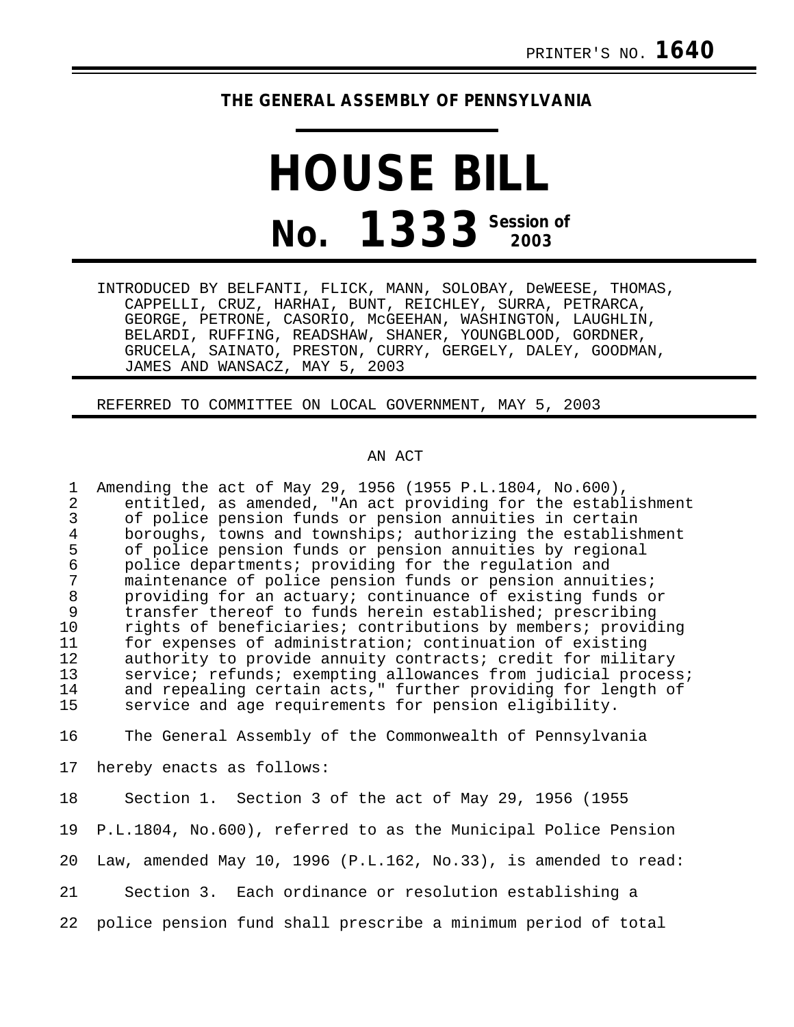PRINTER'S NO. **1640**

**THE GENERAL ASSEMBLY OF PENNSYLVANIA**

# HOUSE BILL

# No. 1333 Session of 2003

INTRODUCED BY BELFANTI, FLICK, MANN, SOLOBAY, DeWEESE, THOMAS, CAPPELLI, CRUZ, HARHAI, BUNT, REICHLEY, SURRA, PETRARCA, GEORGE, PETRONE, CASORIO, McGEEHAN, WASHINGTON, LAUGHLIN, BELARDI, RUFFING, READSHAW, SHANER, YOUNGBLOOD, GORDNER, GRUCELA, SAINATO, PRESTON, CURRY, GERGELY, DALEY, GOODMAN, JAMES AND WANSACZ, MAY 5, 2003

REFERRED TO COMMITTEE ON LOCAL GOVERNMENT, MAY 5, 2003

AN ACT

Amending the act of May 29, 1956 (1955 P.L.1804, No.600), entitled, as amended, "An act providing for the establishment of police pension funds or pension annuities in certain boroughs, towns and townships; authorizing the establishment of police pension funds or pension annuities by regional police departments; providing for the regulation and maintenance of police pension funds or pension annuities; providing for an actuary; continuance of existing funds or transfer thereof to funds herein established; prescribing rights of beneficiaries; contributions by members; providing for expenses of administration; continuation of existing authority to provide annuity contracts; credit for military service; refunds; exempting allowances from judicial process; and repealing certain acts," further providing for length of service and age requirements for pension eligibility.

The General Assembly of the Commonwealth of Pennsylvania hereby enacts as follows:

Section 1. Section 3 of the act of May 29, 1956 (1955 P.L.1804, No.600), referred to as the Municipal Police Pension Law, amended May 10, 1996 (P.L.162, No.33), is amended to read:

Section 3. Each ordinance or resolution establishing a police pension fund shall prescribe a minimum period of total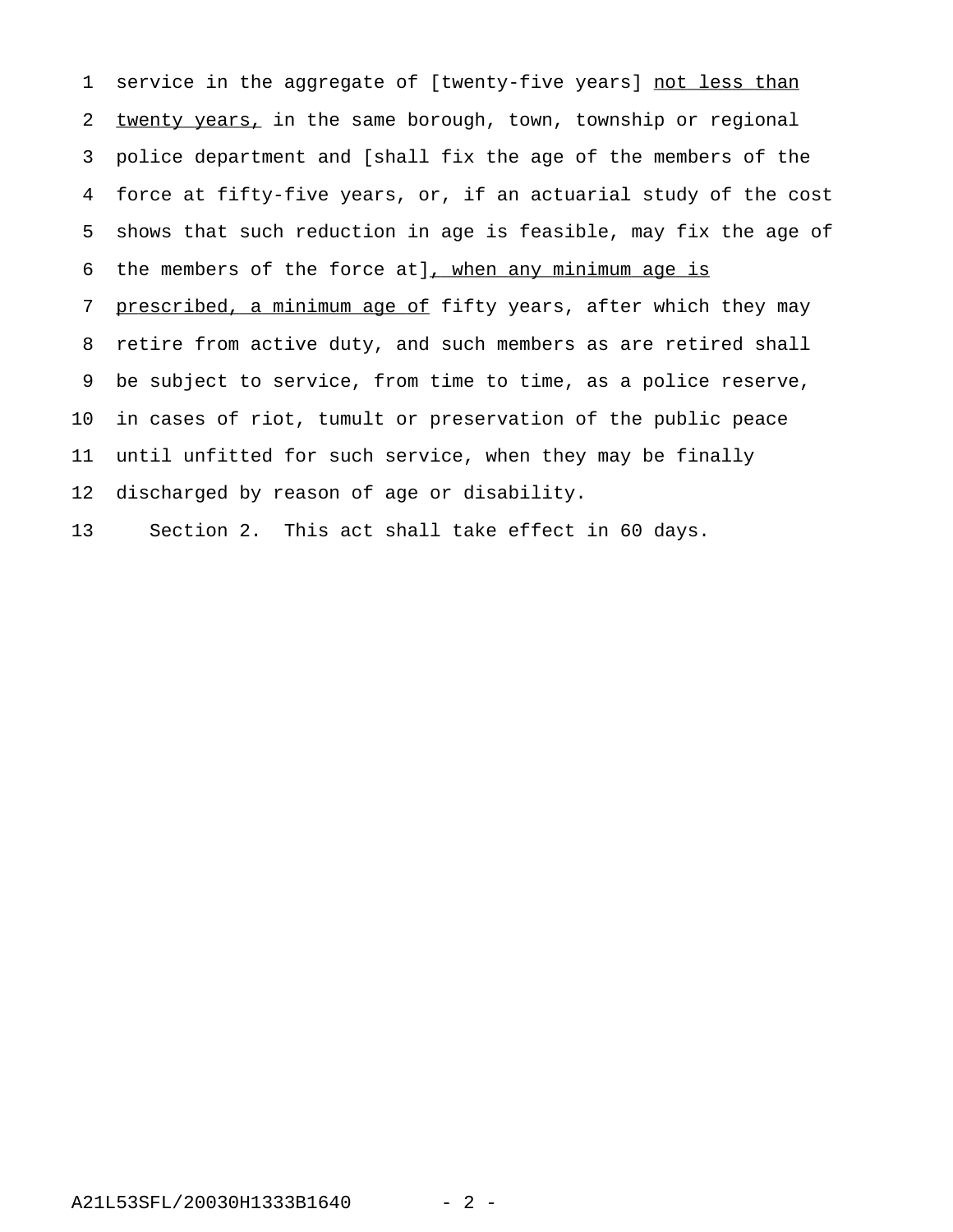service in the aggregate of [twenty-five years] <u>not less than twenty years,</u> in the same borough, town, township or regional police department and [shall fix the age of the members of the force at fifty-five years, or, if an actuarial study of the cost shows that such reduction in age is feasible, may fix the age of the members of the force at]<u>, when any minimum age is prescribed, a minimum age of</u> fifty years, after which they may retire from active duty, and such members as are retired shall be subject to service, from time to time, as a police reserve, in cases of riot, tumult or preservation of the public peace until unfitted for such service, when they may be finally discharged by reason of age or disability.

Section 2. This act shall take effect in 60 days.